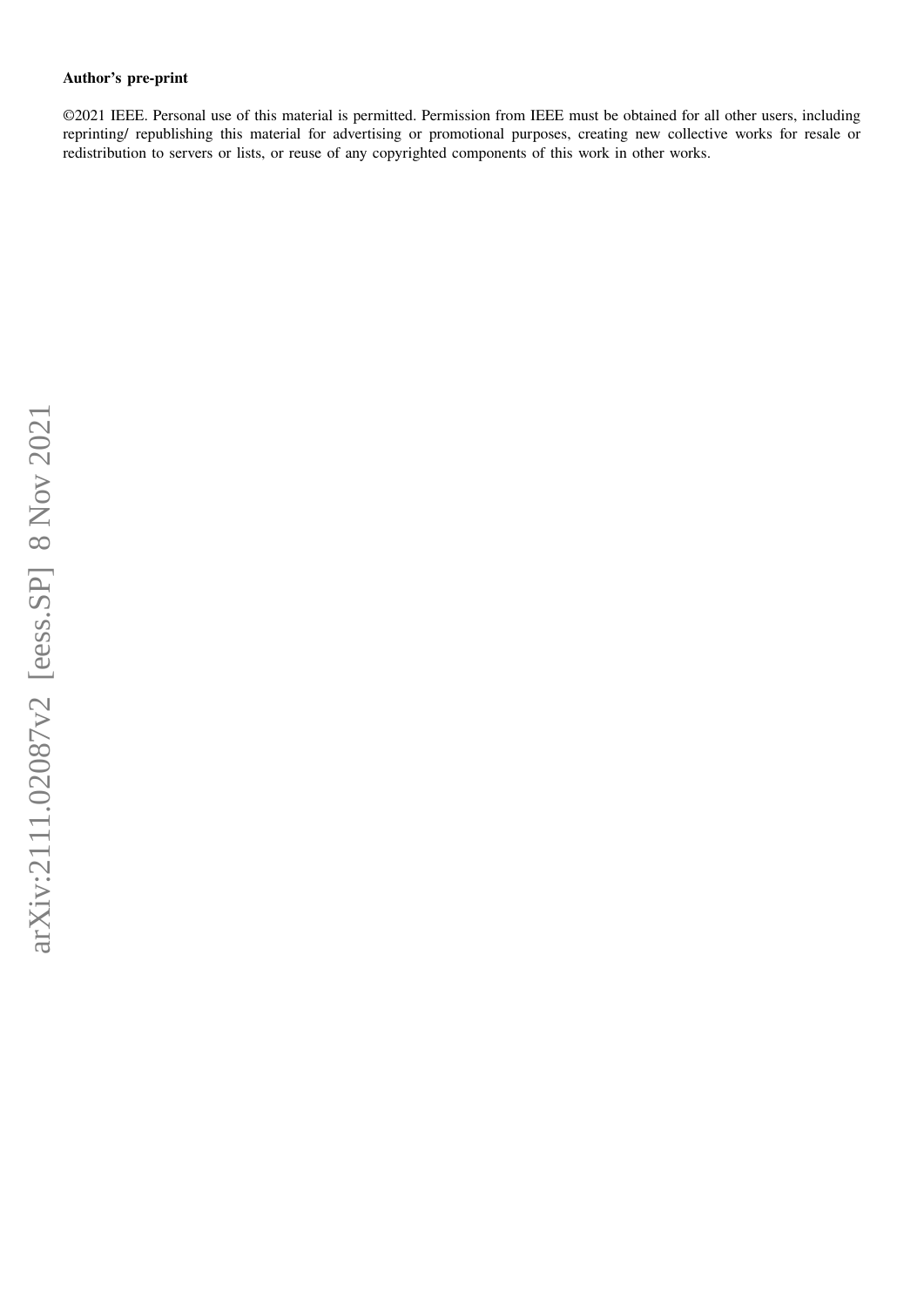**Author's pre-print**

©2021 IEEE. Personal use of this material is permitted. Permission from IEEE must be obtained for all other users, including reprinting/ republishing this material for advertising or promotional purposes, creating new collective works for resale or redistribution to servers or lists, or reuse of any copyrighted components of this work in other works.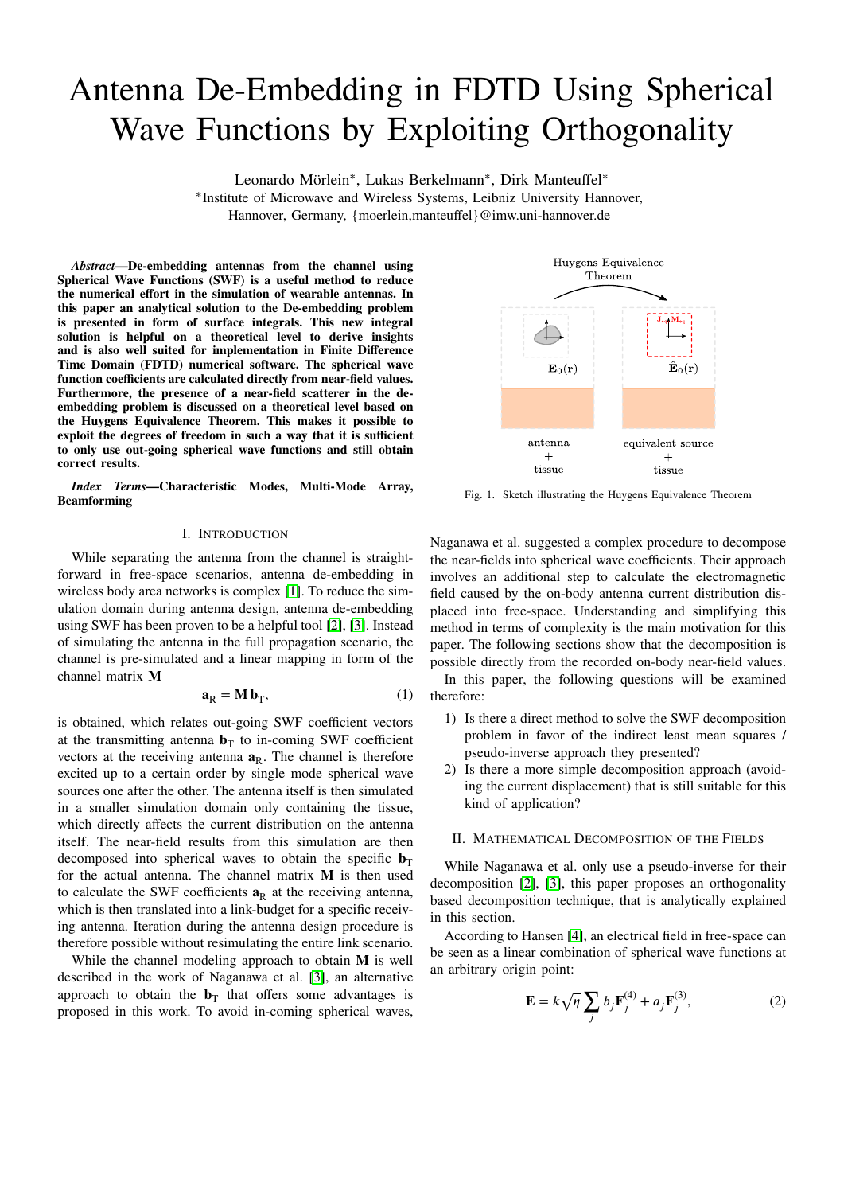# Antenna De-Embedding in FDTD Using Spherical Wave Functions by Exploiting Orthogonality

Leonardo Mörlein*, Lukas Berkelmann*, Dirk Manteuffel*
*Institute of Microwave and Wireless Systems, Leibniz University Hannover,
Hannover, Germany, {moerlein,manteuffel}@imw.uni-hannover.de

***Abstract*—De-embedding antennas from the channel using Spherical Wave Functions (SWF) is a useful method to reduce the numerical effort in the simulation of wearable antennas. In this paper an analytical solution to the De-embedding problem is presented in form of surface integrals. This new integral solution is helpful on a theoretical level to derive insights and is also well suited for implementation in Finite Difference Time Domain (FDTD) numerical software. The spherical wave function coefficients are calculated directly from near-field values. Furthermore, the presence of a near-field scatterer in the de-embedding problem is discussed on a theoretical level based on the Huygens Equivalence Theorem. This makes it possible to exploit the degrees of freedom in such a way that it is sufficient to only use out-going spherical wave functions and still obtain correct results.**

***Index Terms*—Characteristic Modes, Multi-Mode Array, Beamforming**

## I. Introduction

While separating the antenna from the channel is straightforward in free-space scenarios, antenna de-embedding in wireless body area networks is complex [1]. To reduce the simulation domain during antenna design, antenna de-embedding using SWF has been proven to be a helpful tool [2], [3]. Instead of simulating the antenna in the full propagation scenario, the channel is pre-simulated and a linear mapping in form of the channel matrix $\mathbf{M}$

$$\mathbf{a}_\text{R} = \mathbf{M}\,\mathbf{b}_\text{T}, \tag{1}$$

is obtained, which relates out-going SWF coefficient vectors at the transmitting antenna $\mathbf{b}_\text{T}$ to in-coming SWF coefficient vectors at the receiving antenna $\mathbf{a}_\text{R}$. The channel is therefore excited up to a certain order by single mode spherical wave sources one after the other. The antenna itself is then simulated in a smaller simulation domain only containing the tissue, which directly affects the current distribution on the antenna itself. The near-field results from this simulation are then decomposed into spherical waves to obtain the specific $\mathbf{b}_\text{T}$ for the actual antenna. $\mathbf{M}$ is then used to calculate the SWF coefficients $\mathbf{a}_\text{R}$ at the receiving antenna, which is then translated into a link-budget for a specific receiving antenna. Iteration during the antenna design procedure is therefore possible without resimulating the entire link scenario.

While the channel modeling approach to obtain $\mathbf{M}$ is well described in the work of Naganawa et al. [3], an alternative approach to obtain the $\mathbf{b}_\text{T}$ that offers some advantages is proposed in this work. To avoid in-coming spherical waves, Naganawa et al. suggested a complex procedure to decompose the near-fields into spherical wave coefficients. Their approach involves an additional step to calculate the electromagnetic field caused by the on-body antenna current distribution displaced into free-space. Understanding and simplifying this method in terms of complexity is the main motivation for this paper. The following sections show that the decomposition is possible directly from the recorded on-body near-field values.

In this paper, the following questions will be examined therefore:

1) Is there a direct method to solve the SWF decomposition problem in favor of the indirect least mean squares / pseudo-inverse approach they presented?
2) Is there a more simple decomposition approach (avoiding the current displacement) that is still suitable for this kind of application?

Fig. 1. Sketch illustrating the Huygens Equivalence Theorem

## II. Mathematical Decomposition of the Fields

While Naganawa et al. only use a pseudo-inverse for their decomposition [2], [3], this paper proposes an orthogonality based decomposition technique, that is analytically explained in this section.

According to Hansen [4], an electrical field in free-space can be seen as a linear combination of spherical wave functions at an arbitrary origin point:

$$\mathbf{E} = k\sqrt{\eta}\sum_j b_j\mathbf{F}_j^{(4)} + a_j\mathbf{F}_j^{(3)}, \tag{2}$$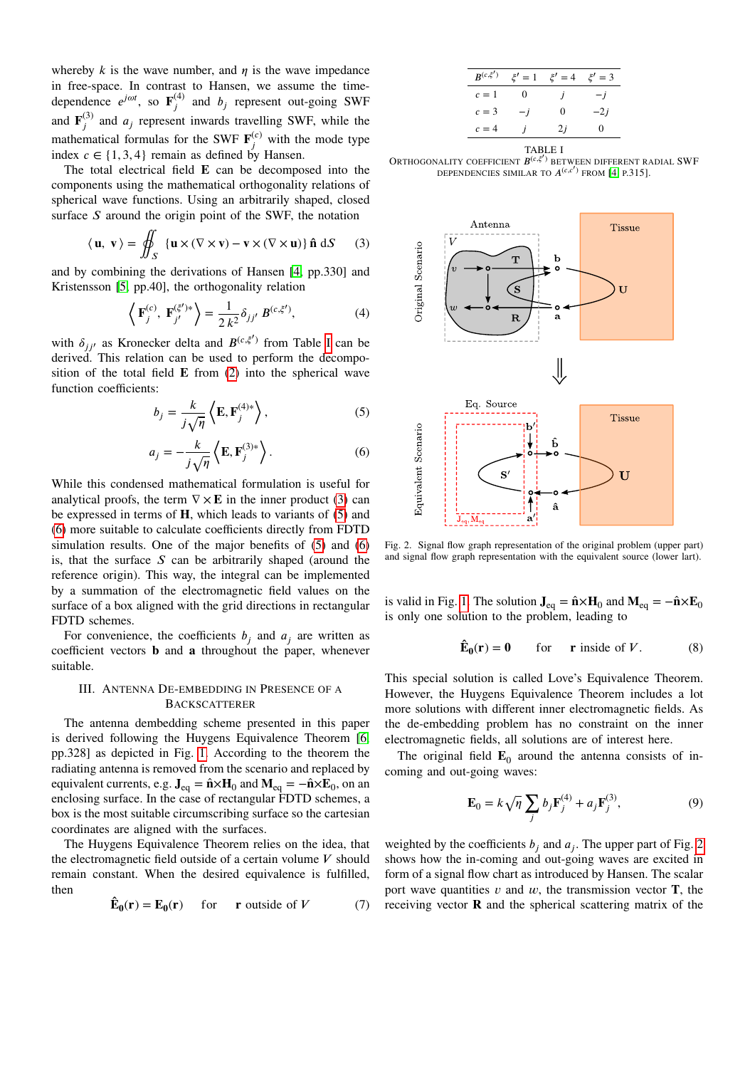whereby $k$ is the wave number, and $\eta$ is the wave impedance in free-space. In contrast to Hansen, we assume the time-dependence $e^{j\omega t}$, so $\mathbf{F}_j^{(4)}$ and $b_j$ represent out-going SWF and $\mathbf{F}_j^{(3)}$ and $a_j$ represent inwards travelling SWF, while the mathematical formulas for the SWF $\mathbf{F}_j^{(c)}$ with the mode type index $c \in \{1,3,4\}$ remain as defined by Hansen.

The total electrical field $\mathbf{E}$ can be decomposed into the components using the mathematical orthogonality relations of spherical wave functions. Using an arbitrarily shaped, closed surface $S$ around the origin point of the SWF, the notation

$$\langle \mathbf{u}, \mathbf{v} \rangle = \oiint_S \{\mathbf{u} \times (\nabla \times \mathbf{v}) - \mathbf{v} \times (\nabla \times \mathbf{u})\}\, \hat{\mathbf{n}}\, \mathrm{d}S \qquad (3)$$

and by combining the derivations of Hansen [4, pp.330] and Kristensson [5, pp.40], the orthogonality relation

$$\left\langle \mathbf{F}_j^{(c)}, \mathbf{F}_{j'}^{(\xi')*} \right\rangle = \frac{1}{2k^2} \delta_{jj'} B^{(c,\xi')}, \qquad (4)$$

with $\delta_{jj'}$ as Kronecker delta and $B^{(c,\xi')}$ from Table I can be derived. This relation can be used to perform the decomposition of the total field $\mathbf{E}$ from (2) into the spherical wave function coefficients:

$$b_j = \frac{k}{j\sqrt{\eta}} \left\langle \mathbf{E}, \mathbf{F}_j^{(4)*} \right\rangle, \qquad (5)$$

$$a_j = -\frac{k}{j\sqrt{\eta}} \left\langle \mathbf{E}, \mathbf{F}_j^{(3)*} \right\rangle. \qquad (6)$$

While this condensed mathematical formulation is useful for analytical proofs, the term $\nabla \times \mathbf{E}$ in the inner product (3) can be expressed in terms of $\mathbf{H}$, which leads to variants of (5) and (6) more suitable to calculate coefficients directly from FDTD simulation results. One of the major benefits of (5) and (6) is, that the surface $S$ can be arbitrarily shaped (around the reference origin). This way, the integral can be implemented by a summation of the electromagnetic field values on the surface of a box aligned with the grid directions in rectangular FDTD schemes.

For convenience, the coefficients $b_j$ and $a_j$ are written as coefficient vectors $\mathbf{b}$ and $\mathbf{a}$ throughout the paper, whenever suitable.

## III. Antenna De-embedding in Presence of a Backscatterer

The antenna dembedding scheme presented in this paper is derived following the Huygens Equivalence Theorem [6, pp.328] as depicted in Fig. 1. According to the theorem the radiating antenna is removed from the scenario and replaced by equivalent currents, e.g. $\mathbf{J}_{\mathrm{eq}} = \hat{\mathbf{n}} \times \mathbf{H}_0$ and $\mathbf{M}_{\mathrm{eq}} = -\hat{\mathbf{n}} \times \mathbf{E}_0$, on an enclosing surface. In the case of rectangular FDTD schemes, a box is the most suitable circumscribing surface so the cartesian coordinates are aligned with the surfaces.

The Huygens Equivalence Theorem relies on the idea, that the electromagnetic field outside of a certain volume $V$ should remain constant. When the desired equivalence is fulfilled, then

$$\hat{\mathbf{E}}_0(\mathbf{r}) = \mathbf{E}_0(\mathbf{r}) \quad \text{for} \quad \mathbf{r} \text{ outside of } V \qquad (7)$$

| $B^{(c,\xi')}$ | $\xi'=1$ | $\xi'=4$ | $\xi'=3$ |
|---|---|---|---|
| $c=1$ | $0$ | $j$ | $-j$ |
| $c=3$ | $-j$ | $0$ | $-2j$ |
| $c=4$ | $j$ | $2j$ | $0$ |

TABLE I
Orthogonality coefficient $B^{(c,\xi')}$ between different radial SWF dependencies similar to $A^{(c,c')}$ from [4, p.315].

Fig. 2. Signal flow graph representation of the original problem (upper part) and signal flow graph representation with the equivalent source (lower lart).

is valid in Fig. 1. The solution $\mathbf{J}_{\mathrm{eq}} = \hat{\mathbf{n}} \times \mathbf{H}_0$ and $\mathbf{M}_{\mathrm{eq}} = -\hat{\mathbf{n}} \times \mathbf{E}_0$ is only one solution to the problem, leading to

$$\hat{\mathbf{E}}_0(\mathbf{r}) = \mathbf{0} \quad \text{for} \quad \mathbf{r} \text{ inside of } V. \qquad (8)$$

This special solution is called Love's Equivalence Theorem. However, the Huygens Equivalence Theorem includes a lot more solutions with different inner electromagnetic fields. As the de-embedding problem has no constraint on the inner electromagnetic fields, all solutions are of interest here.

The original field $\mathbf{E}_0$ around the antenna consists of incoming and out-going waves:

$$\mathbf{E}_0 = k\sqrt{\eta} \sum_j b_j \mathbf{F}_j^{(4)} + a_j \mathbf{F}_j^{(3)}, \qquad (9)$$

weighted by the coefficients $b_j$ and $a_j$. The upper part of Fig. 2 shows how the in-coming and out-going waves are excited in form of a signal flow chart as introduced by Hansen. The scalar port wave quantities $v$ and $w$, the transmission vector $\mathbf{T}$, the receiving vector $\mathbf{R}$ and the spherical scattering matrix of the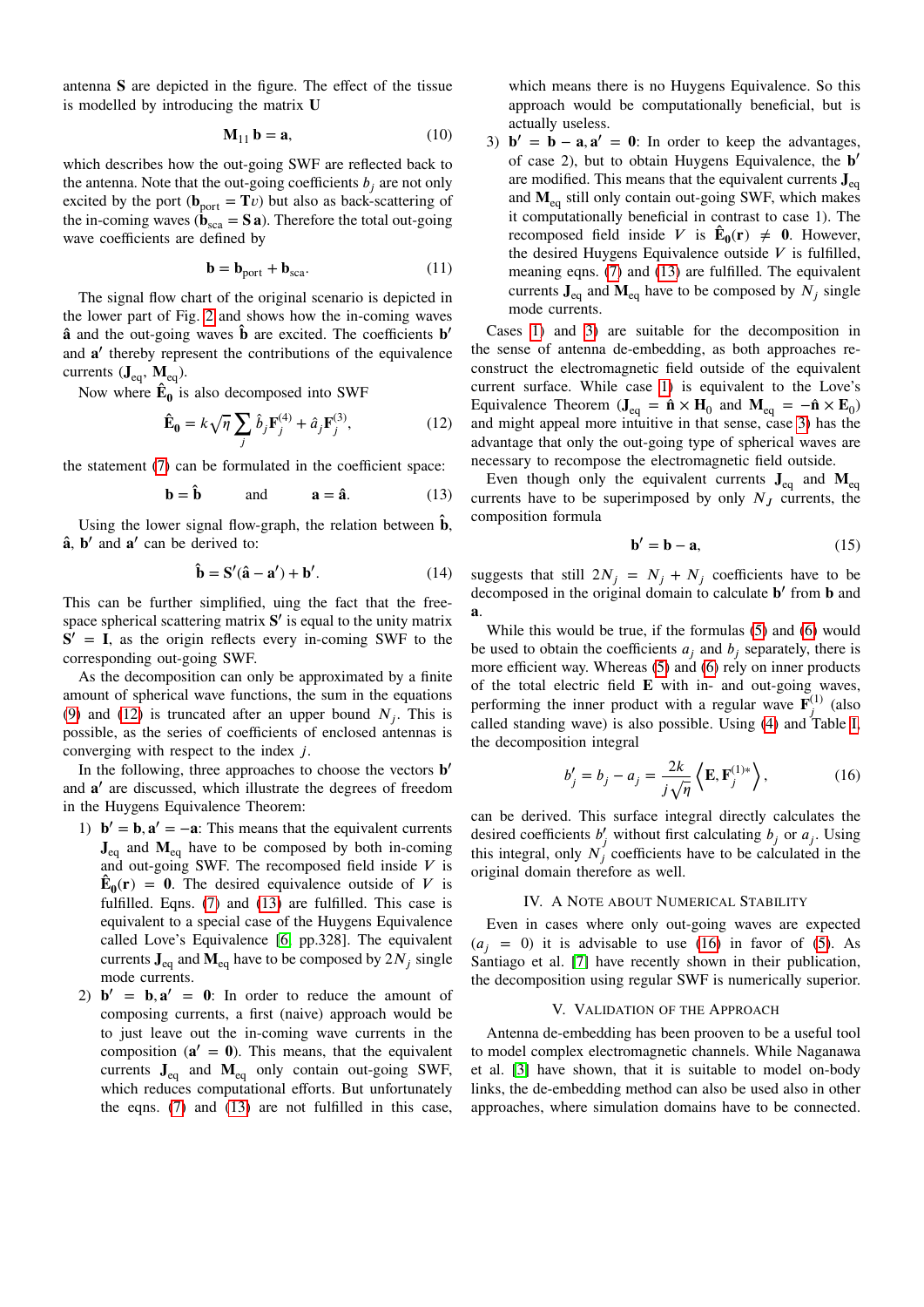antenna $\mathbf{S}$ are depicted in the figure. The effect of the tissue is modelled by introducing the matrix $\mathbf{U}$

$$\mathbf{M}_{11}\,\mathbf{b} = \mathbf{a}, \tag{10}$$

which describes how the out-going SWF are reflected back to the antenna. Note that the out-going coefficients $b_j$ are not only excited by the port ($\mathbf{b}_{\text{port}} = \mathbf{T}v$) but also as back-scattering of the in-coming waves ($\mathbf{b}_{\text{sca}} = \mathbf{S}\,\mathbf{a}$). Therefore the total out-going wave coefficients are defined by

$$\mathbf{b} = \mathbf{b}_{\text{port}} + \mathbf{b}_{\text{sca}}. \tag{11}$$

The signal flow chart of the original scenario is depicted in the lower part of Fig. 2 and shows how the in-coming waves $\hat{\mathbf{a}}$ and the out-going waves $\hat{\mathbf{b}}$ are excited. The coefficients $\mathbf{b}'$ and $\mathbf{a}'$ thereby represent the contributions of the equivalence currents ($\mathbf{J}_{\text{eq}}$, $\mathbf{M}_{\text{eq}}$).

Now where $\hat{\mathbf{E}}_\mathbf{0}$ is also decomposed into SWF

$$\hat{\mathbf{E}}_\mathbf{0} = k\sqrt{\eta}\sum_j \hat{b}_j \mathbf{F}_j^{(4)} + \hat{a}_j \mathbf{F}_j^{(3)}, \tag{12}$$

the statement (7) can be formulated in the coefficient space:

$$\mathbf{b} = \hat{\mathbf{b}} \qquad \text{and} \qquad \mathbf{a} = \hat{\mathbf{a}}. \tag{13}$$

Using the lower signal flow-graph, the relation between $\hat{\mathbf{b}}$, $\hat{\mathbf{a}}$, $\mathbf{b}'$ and $\mathbf{a}'$ can be derived to:

$$\hat{\mathbf{b}} = \mathbf{S}'(\hat{\mathbf{a}} - \mathbf{a}') + \mathbf{b}'. \tag{14}$$

This can be further simplified, uing the fact that the free-space spherical scattering matrix $\mathbf{S}'$ is equal to the unity matrix $\mathbf{S}' = \mathbf{I}$, as the origin reflects every in-coming SWF to the corresponding out-going SWF.

As the decomposition can only be approximated by a finite amount of spherical wave functions, the sum in the equations (9) and (12) is truncated after an upper bound $N_j$. This is possible, as the series of coefficients of enclosed antennas is converging with respect to the index $j$.

In the following, three approaches to choose the vectors $\mathbf{b}'$ and $\mathbf{a}'$ are discussed, which illustrate the degrees of freedom in the Huygens Equivalence Theorem:

1) $\mathbf{b}' = \mathbf{b}, \mathbf{a}' = -\mathbf{a}$: This means that the equivalent currents $\mathbf{J}_{\text{eq}}$ and $\mathbf{M}_{\text{eq}}$ have to be composed by both in-coming and out-going SWF. The recomposed field inside $V$ is $\hat{\mathbf{E}}_\mathbf{0}(\mathbf{r}) = \mathbf{0}$. The desired equivalence outside of $V$ is fulfilled. Eqns. (7) and (13) are fulfilled. This case is equivalent to a special case of the Huygens Equivalence called Love's Equivalence [6, pp.328]. The equivalent currents $\mathbf{J}_{\text{eq}}$ and $\mathbf{M}_{\text{eq}}$ have to be composed by $2N_j$ single mode currents.
2) $\mathbf{b}' = \mathbf{b}, \mathbf{a}' = \mathbf{0}$: In order to reduce the amount of composing currents, a first (naive) approach would be to just leave out the in-coming wave currents in the composition ($\mathbf{a}' = \mathbf{0}$). This means, that the equivalent currents $\mathbf{J}_{\text{eq}}$ and $\mathbf{M}_{\text{eq}}$ only contain out-going SWF, which reduces computational efforts. But unfortunately the eqns. (7) and (13) are not fulfilled in this case, which means there is no Huygens Equivalence. So this approach would be computationally beneficial, but is actually useless.
3) $\mathbf{b}' = \mathbf{b} - \mathbf{a}, \mathbf{a}' = \mathbf{0}$: In order to keep the advantages, of case 2), but to obtain Huygens Equivalence, the $\mathbf{b}'$ are modified. This means that the equivalent currents $\mathbf{J}_{\text{eq}}$ and $\mathbf{M}_{\text{eq}}$ still only contain out-going SWF, which makes it computationally beneficial in contrast to case 1). The recomposed field inside $V$ is $\hat{\mathbf{E}}_\mathbf{0}(\mathbf{r}) \neq \mathbf{0}$. However, the desired Huygens Equivalence outside $V$ is fulfilled, meaning eqns. (7) and (13) are fulfilled. The equivalent currents $\mathbf{J}_{\text{eq}}$ and $\mathbf{M}_{\text{eq}}$ have to be composed by $N_j$ single mode currents.

Cases 1) and 3) are suitable for the decomposition in the sense of antenna de-embedding, as both approaches reconstruct the electromagnetic field outside of the equivalent current surface. While case 1) is equivalent to the Love's Equivalence Theorem ($\mathbf{J}_{\text{eq}} = \hat{\mathbf{n}} \times \mathbf{H}_0$ and $\mathbf{M}_{\text{eq}} = -\hat{\mathbf{n}} \times \mathbf{E}_0$) and might appear more intuitive in that sense, case 3) has the advantage that only the out-going type of spherical waves are necessary to recompose the electromagnetic field outside.

Even though only the equivalent currents $\mathbf{J}_{\text{eq}}$ and $\mathbf{M}_{\text{eq}}$ currents have to be superimposed by only $N_J$ currents, the composition formula

$$\mathbf{b}' = \mathbf{b} - \mathbf{a}, \tag{15}$$

suggests that still $2N_j = N_j + N_j$ coefficients have to be decomposed in the original domain to calculate $\mathbf{b}'$ from $\mathbf{b}$ and $\mathbf{a}$.

While this would be true, if the formulas (5) and (6) would be used to obtain the coefficients $a_j$ and $b_j$ separately, there is more efficient way. Whereas (5) and (6) rely on inner products of the total electric field $\mathbf{E}$ with in- and out-going waves, performing the inner product with a regular wave $\mathbf{F}_j^{(1)}$ (also called standing wave) is also possible. Using (4) and Table I, the decomposition integral

$$b_j' = b_j - a_j = \frac{2k}{j\sqrt{\eta}}\left\langle \mathbf{E}, \mathbf{F}_j^{(1)*}\right\rangle, \tag{16}$$

can be derived. This surface integral directly calculates the desired coefficients $b_j'$ without first calculating $b_j$ or $a_j$. Using this integral, only $N_j$ coefficients have to be calculated in the original domain therefore as well.

## IV. A Note about Numerical Stability

Even in cases where only out-going waves are expected ($a_j = 0$) it is advisable to use (16) in favor of (5). As Santiago et al. [7] have recently shown in their publication, the decomposition using regular SWF is numerically superior.

## V. Validation of the Approach

Antenna de-embedding has been prooven to be a useful tool to model complex electromagnetic channels. While Naganawa et al. [3] have shown, that it is suitable to model on-body links, the de-embedding method can also be used also in other approaches, where simulation domains have to be connected.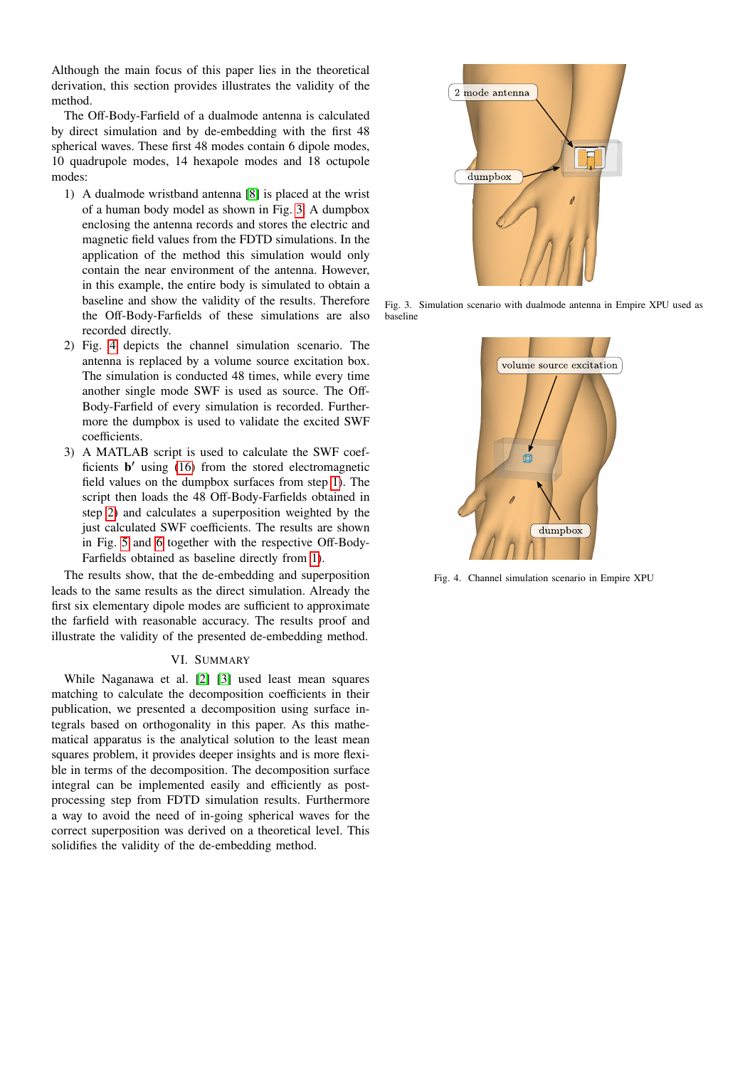Although the main focus of this paper lies in the theoretical derivation, this section provides illustrates the validity of the method.

The Off-Body-Farfield of a dualmode antenna is calculated by direct simulation and by de-embedding with the first 48 spherical waves. These first 48 modes contain 6 dipole modes, 10 quadrupole modes, 14 hexapole modes and 18 octupole modes:

1) A dualmode wristband antenna [8] is placed at the wrist of a human body model as shown in Fig. 3. A dumpbox enclosing the antenna records and stores the electric and magnetic field values from the FDTD simulations. In the application of the method this simulation would only contain the near environment of the antenna. However, in this example, the entire body is simulated to obtain a baseline and show the validity of the results. Therefore the Off-Body-Farfields of these simulations are also recorded directly.
2) Fig. 4 depicts the channel simulation scenario. The antenna is replaced by a volume source excitation box. The simulation is conducted 48 times, while every time another single mode SWF is used as source. The Off-Body-Farfield of every simulation is recorded. Furthermore the dumpbox is used to validate the excited SWF coefficients.
3) A MATLAB script is used to calculate the SWF coefficients $\mathbf{b}'$ using (16) from the stored electromagnetic field values on the dumpbox surfaces from step 1). The script then loads the 48 Off-Body-Farfields obtained in step 2) and calculates a superposition weighted by the just calculated SWF coefficients. The results are shown in Fig. 5 and 6 together with the respective Off-Body-Farfields obtained as baseline directly from 1).

The results show, that the de-embedding and superposition leads to the same results as the direct simulation. Already the first six elementary dipole modes are sufficient to approximate the farfield with reasonable accuracy. The results proof and illustrate the validity of the presented de-embedding method.

## VI. Summary

While Naganawa et al. [2] [3] used least mean squares matching to calculate the decomposition coefficients in their publication, we presented a decomposition using surface integrals based on orthogonality in this paper. As this mathematical apparatus is the analytical solution to the least mean squares problem, it provides deeper insights and is more flexible in terms of the decomposition. The decomposition surface integral can be implemented easily and efficiently as post-processing step from FDTD simulation results. Furthermore a way to avoid the need of in-going spherical waves for the correct superposition was derived on a theoretical level. This solidifies the validity of the de-embedding method.

Fig. 3. Simulation scenario with dualmode antenna in Empire XPU used as baseline

Fig. 4. Channel simulation scenario in Empire XPU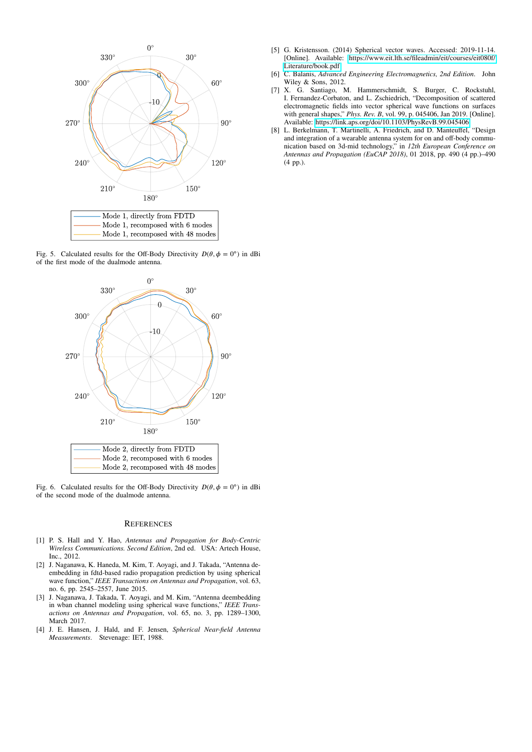0°
330°
30°
300°
60°
270°
90°
240°
120°
210°
150°
180°
0
-10

Mode 1, directly from FDTD
Mode 1, recomposed with 6 modes
Mode 1, recomposed with 48 modes

Fig. 5. Calculated results for the Off-Body Directivity $D(\theta, \phi = 0°)$ in dBi of the first mode of the dualmode antenna.

0°
330°
30°
300°
60°
270°
90°
240°
120°
210°
150°
180°
0
-10

Mode 2, directly from FDTD
Mode 2, recomposed with 6 modes
Mode 2, recomposed with 48 modes

Fig. 6. Calculated results for the Off-Body Directivity $D(\theta, \phi = 0°)$ in dBi of the second mode of the dualmode antenna.

## References

[1] P. S. Hall and Y. Hao, *Antennas and Propagation for Body-Centric Wireless Communications. Second Edition*, 2nd ed. USA: Artech House, Inc., 2012.

[2] J. Naganawa, K. Haneda, M. Kim, T. Aoyagi, and J. Takada, "Antenna deembedding in fdtd-based radio propagation prediction by using spherical wave function," *IEEE Transactions on Antennas and Propagation*, vol. 63, no. 6, pp. 2545–2557, June 2015.

[3] J. Naganawa, J. Takada, T. Aoyagi, and M. Kim, "Antenna deembedding in wban channel modeling using spherical wave functions," *IEEE Transactions on Antennas and Propagation*, vol. 65, no. 3, pp. 1289–1300, March 2017.

[4] J. E. Hansen, J. Hald, and F. Jensen, *Spherical Near-field Antenna Measurements*. Stevenage: IET, 1988.

[5] G. Kristensson. (2014) Spherical vector waves. Accessed: 2019-11-14. [Online]. Available: https://www.eit.lth.se/fileadmin/eit/courses/eit080f/Literature/book.pdf

[6] C. Balanis, *Advanced Engineering Electromagnetics, 2nd Edition*. John Wiley & Sons, 2012.

[7] X. G. Santiago, M. Hammerschmidt, S. Burger, C. Rockstuhl, I. Fernandez-Corbaton, and L. Zschiedrich, "Decomposition of scattered electromagnetic fields into vector spherical wave functions on surfaces with general shapes," *Phys. Rev. B*, vol. 99, p. 045406, Jan 2019. [Online]. Available: https://link.aps.org/doi/10.1103/PhysRevB.99.045406

[8] L. Berkelmann, T. Martinelli, A. Friedrich, and D. Manteuffel, "Design and integration of a wearable antenna system for on and off-body communication based on 3d-mid technology," in *12th European Conference on Antennas and Propagation (EuCAP 2018)*, 01 2018, pp. 490 (4 pp.)–490 (4 pp.).